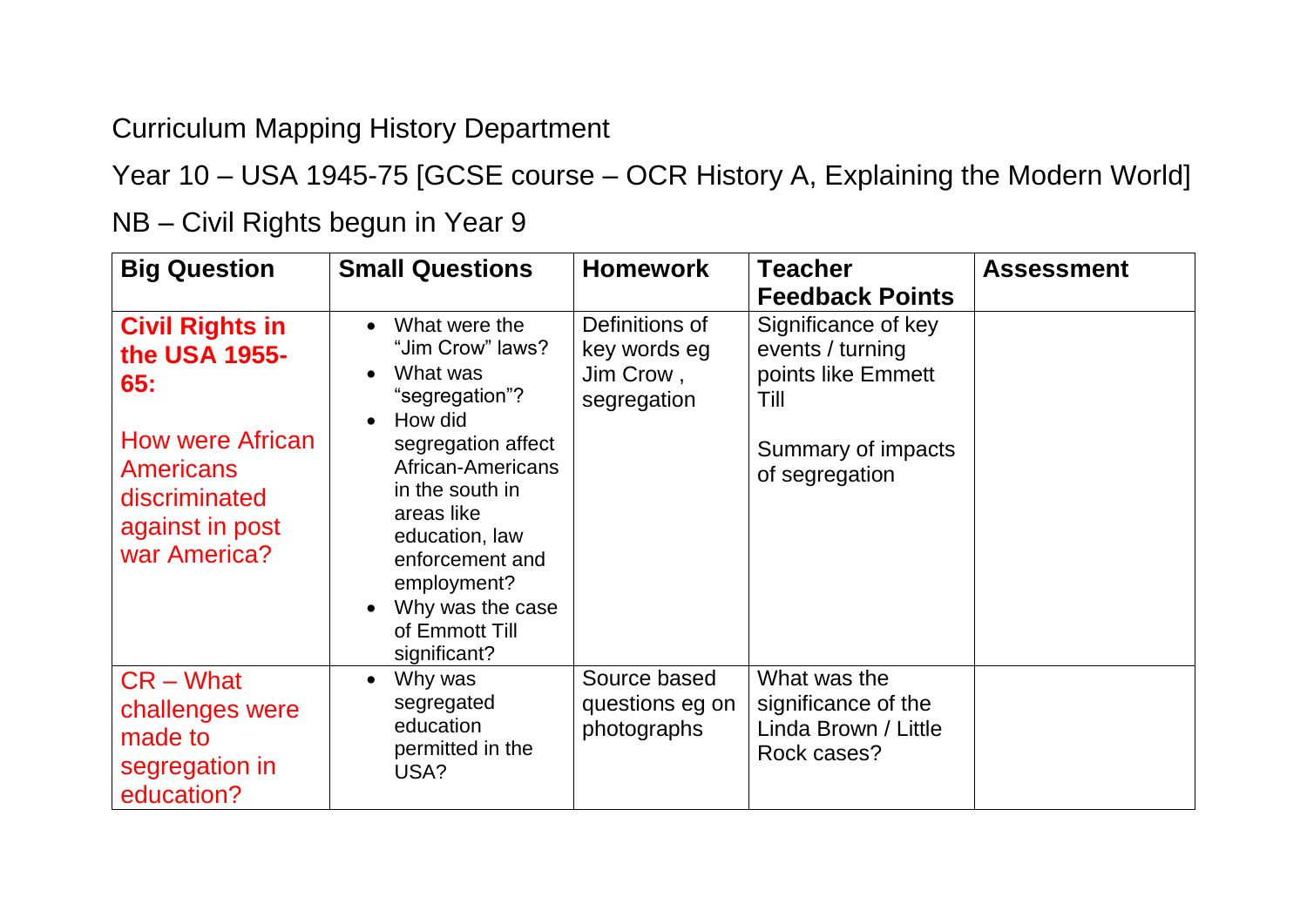Curriculum Mapping History Department

Year 10 – USA 1945-75 [GCSE course – OCR History A, Explaining the Modern World]

NB – Civil Rights begun in Year 9

| Big Question | Small Questions | Homework | Teacher Feedback Points | Assessment |
|---|---|---|---|---|
| **Civil Rights in the USA 1955-65:**<br><br>How were African Americans discriminated against in post war America? | • What were the "Jim Crow" laws?<br>• What was "segregation"?<br>• How did segregation affect African-Americans in the south in areas like education, law enforcement and employment?<br>• Why was the case of Emmott Till significant? | Definitions of key words eg Jim Crow , segregation | Significance of key events / turning points like Emmett Till<br><br>Summary of impacts of segregation | |
| CR – What challenges were made to segregation in education? | • Why was segregated education permitted in the USA? | Source based questions eg on photographs | What was the significance of the Linda Brown / Little Rock cases? | |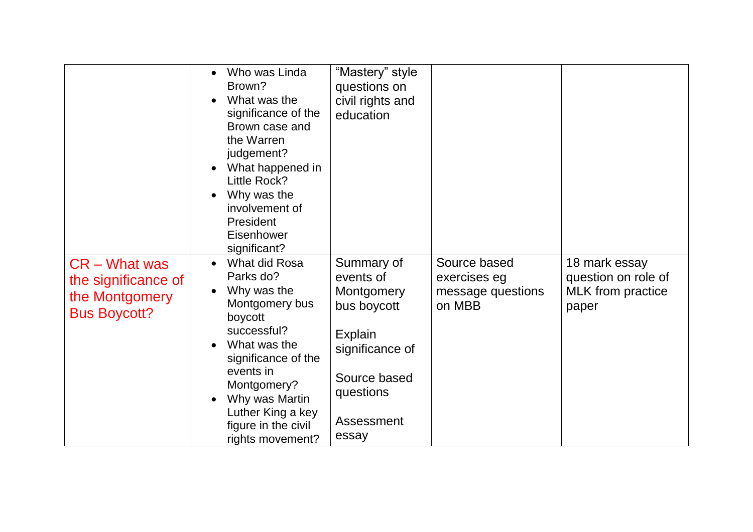| | | | | |
|---|---|---|---|---|
| | • Who was Linda Brown?<br>• What was the significance of the Brown case and the Warren judgement?<br>• What happened in Little Rock?<br>• Why was the involvement of President Eisenhower significant? | "Mastery" style questions on civil rights and education | | |
| CR – What was the significance of the Montgomery Bus Boycott? | • What did Rosa Parks do?<br>• Why was the Montgomery bus boycott successful?<br>• What was the significance of the events in Montgomery?<br>• Why was Martin Luther King a key figure in the civil rights movement? | Summary of events of Montgomery bus boycott<br><br>Explain significance of<br><br>Source based questions<br><br>Assessment essay | Source based exercises eg message questions on MBB | 18 mark essay question on role of MLK from practice paper |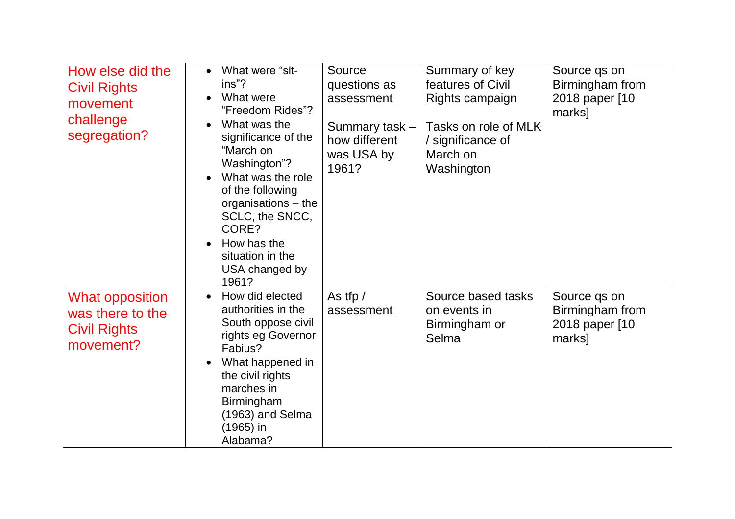| How else did the Civil Rights movement challenge segregation? | <ul><li>What were "sit-ins"?</li><li>What were "Freedom Rides"?</li><li>What was the significance of the "March on Washington"?</li><li>What was the role of the following organisations – the SCLC, the SNCC, CORE?</li><li>How has the situation in the USA changed by 1961?</li></ul> | Source questions as assessment<br><br>Summary task – how different was USA by 1961? | Summary of key features of Civil Rights campaign<br><br>Tasks on role of MLK / significance of March on Washington | Source qs on Birmingham from 2018 paper [10 marks] |
|---|---|---|---|---|
| What opposition was there to the Civil Rights movement? | <ul><li>How did elected authorities in the South oppose civil rights eg Governor Fabius?</li><li>What happened in the civil rights marches in Birmingham (1963) and Selma (1965) in Alabama?</li></ul> | As tfp / assessment | Source based tasks on events in Birmingham or Selma | Source qs on Birmingham from 2018 paper [10 marks] |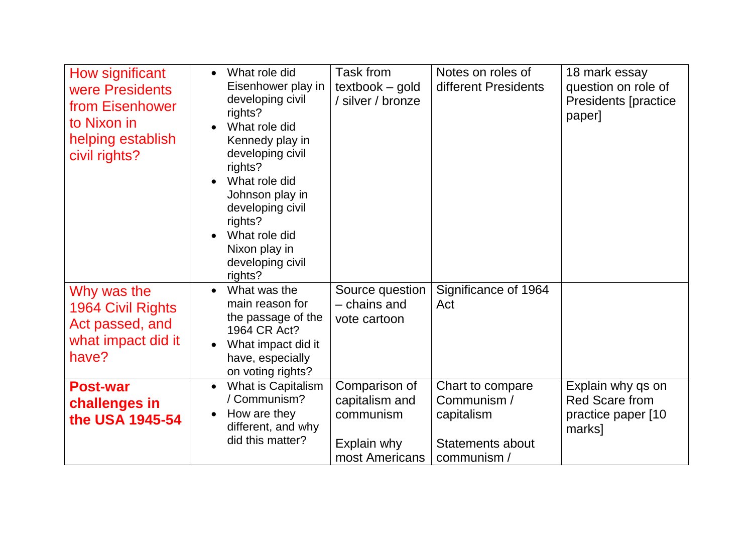| How significant were Presidents from Eisenhower to Nixon in helping establish civil rights? | • What role did Eisenhower play in developing civil rights?<br>• What role did Kennedy play in developing civil rights?<br>• What role did Johnson play in developing civil rights?<br>• What role did Nixon play in developing civil rights? | Task from textbook – gold / silver / bronze | Notes on roles of different Presidents | 18 mark essay question on role of Presidents [practice paper] |
|---|---|---|---|---|
| Why was the 1964 Civil Rights Act passed, and what impact did it have? | • What was the main reason for the passage of the 1964 CR Act?<br>• What impact did it have, especially on voting rights? | Source question – chains and vote cartoon | Significance of 1964 Act | |
| **Post-war challenges in the USA 1945-54** | • What is Capitalism / Communism?<br>• How are they different, and why did this matter? | Comparison of capitalism and communism<br><br>Explain why most Americans | Chart to compare Communism / capitalism<br><br>Statements about communism / | Explain why qs on Red Scare from practice paper [10 marks] |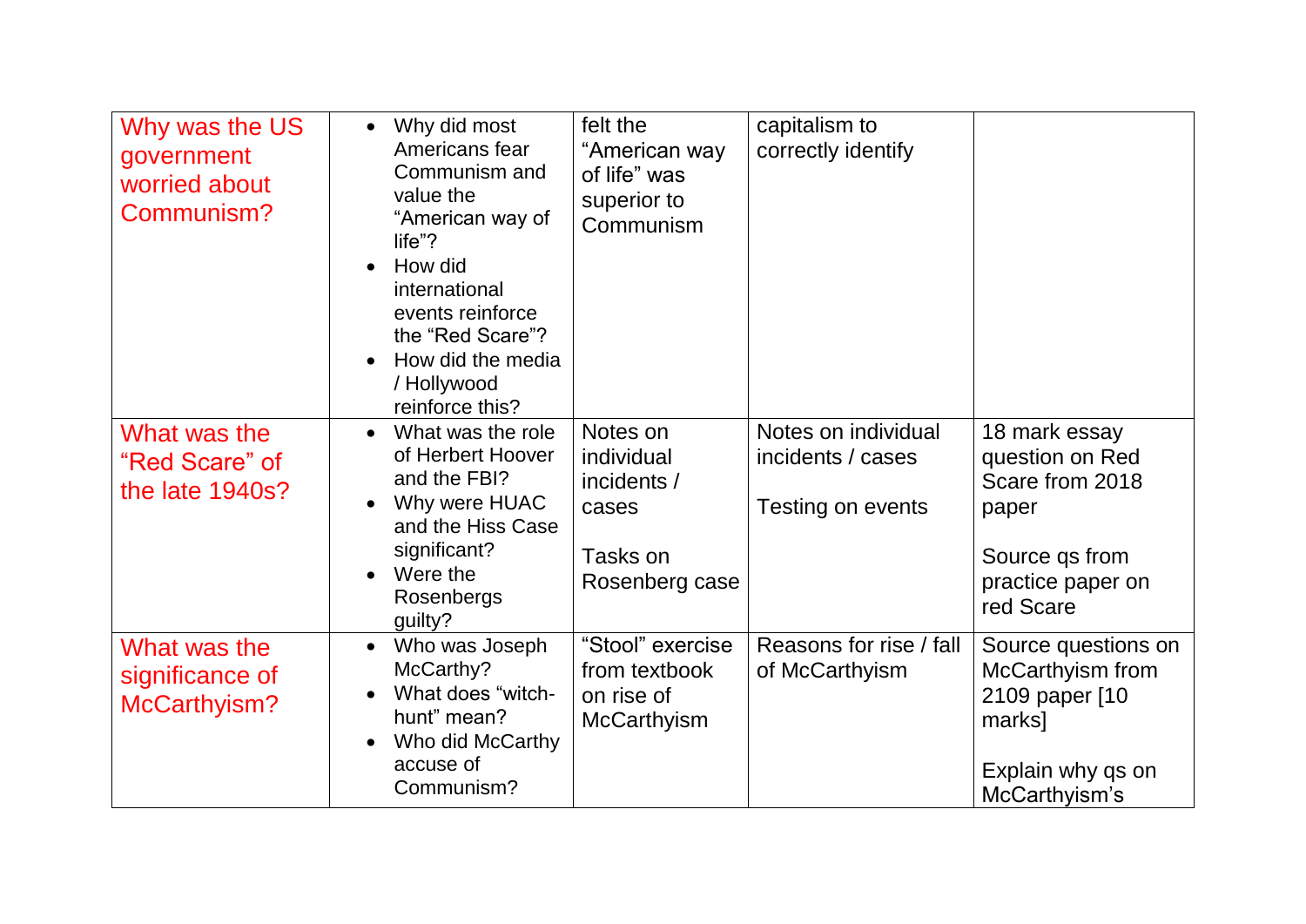| Why was the US government worried about Communism? | <ul><li>Why did most Americans fear Communism and value the "American way of life"?</li><li>How did international events reinforce the "Red Scare"?</li><li>How did the media / Hollywood reinforce this?</li></ul> | felt the "American way of life" was superior to Communism | capitalism to correctly identify | |
|---|---|---|---|---|
| What was the "Red Scare" of the late 1940s? | <ul><li>What was the role of Herbert Hoover and the FBI?</li><li>Why were HUAC and the Hiss Case significant?</li><li>Were the Rosenbergs guilty?</li></ul> | Notes on individual incidents / cases<br><br>Tasks on Rosenberg case | Notes on individual incidents / cases<br><br>Testing on events | 18 mark essay question on Red Scare from 2018 paper<br><br>Source qs from practice paper on red Scare |
| What was the significance of McCarthyism? | <ul><li>Who was Joseph McCarthy?</li><li>What does "witch-hunt" mean?</li><li>Who did McCarthy accuse of Communism?</li></ul> | "Stool" exercise from textbook on rise of McCarthyism | Reasons for rise / fall of McCarthyism | Source questions on McCarthyism from 2109 paper [10 marks]<br><br>Explain why qs on McCarthyism's |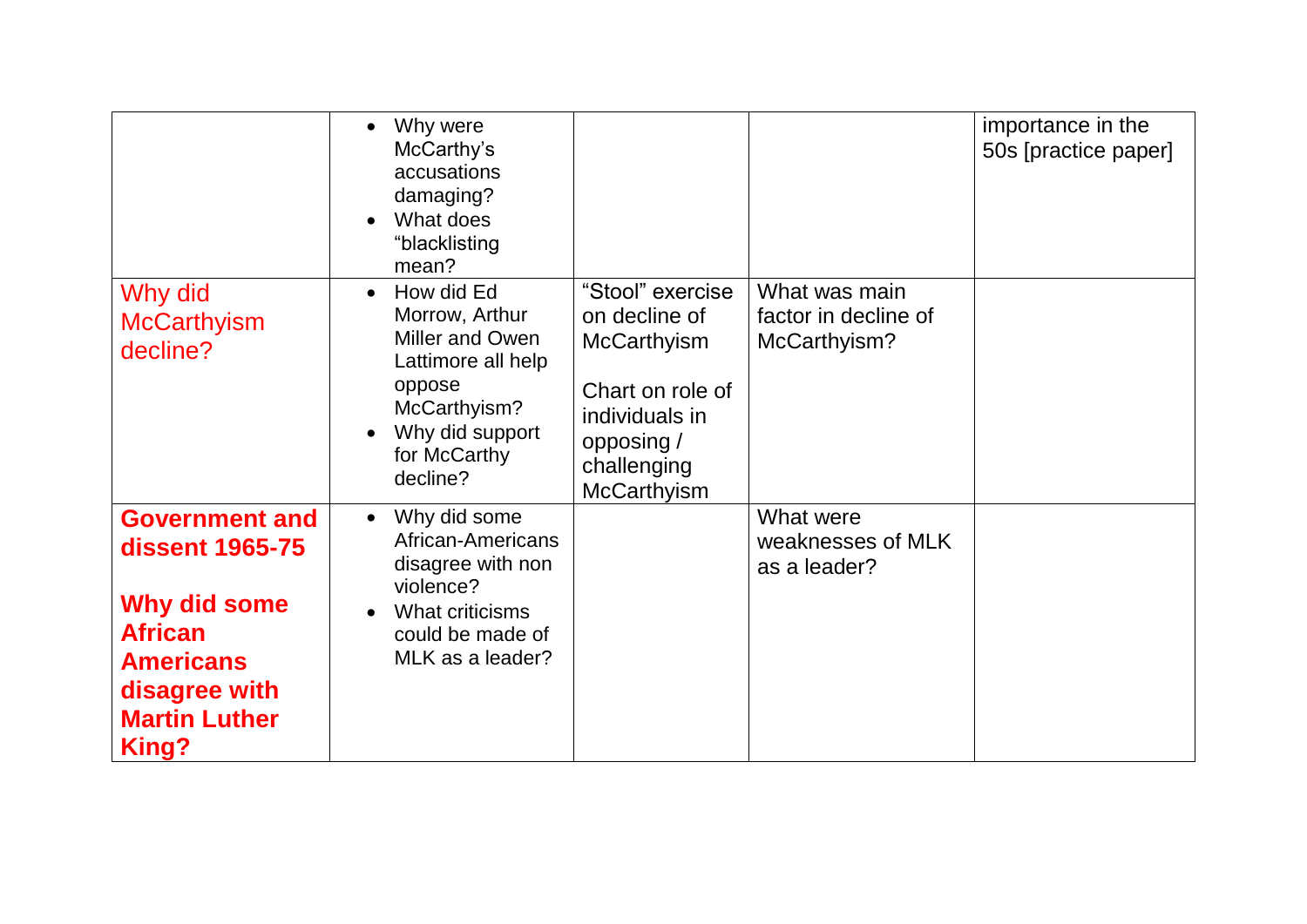| | | | | |
|---|---|---|---|---|
| | • Why were McCarthy's accusations damaging?<br>• What does "blacklisting mean? | | | importance in the 50s [practice paper] |
| Why did McCarthyism decline? | • How did Ed Morrow, Arthur Miller and Owen Lattimore all help oppose McCarthyism?<br>• Why did support for McCarthy decline? | "Stool" exercise on decline of McCarthyism<br><br>Chart on role of individuals in opposing / challenging McCarthyism | What was main factor in decline of McCarthyism? | |
| **Government and dissent 1965-75**<br><br>**Why did some African Americans disagree with Martin Luther King?** | • Why did some African-Americans disagree with non violence?<br>• What criticisms could be made of MLK as a leader? | | What were weaknesses of MLK as a leader? | |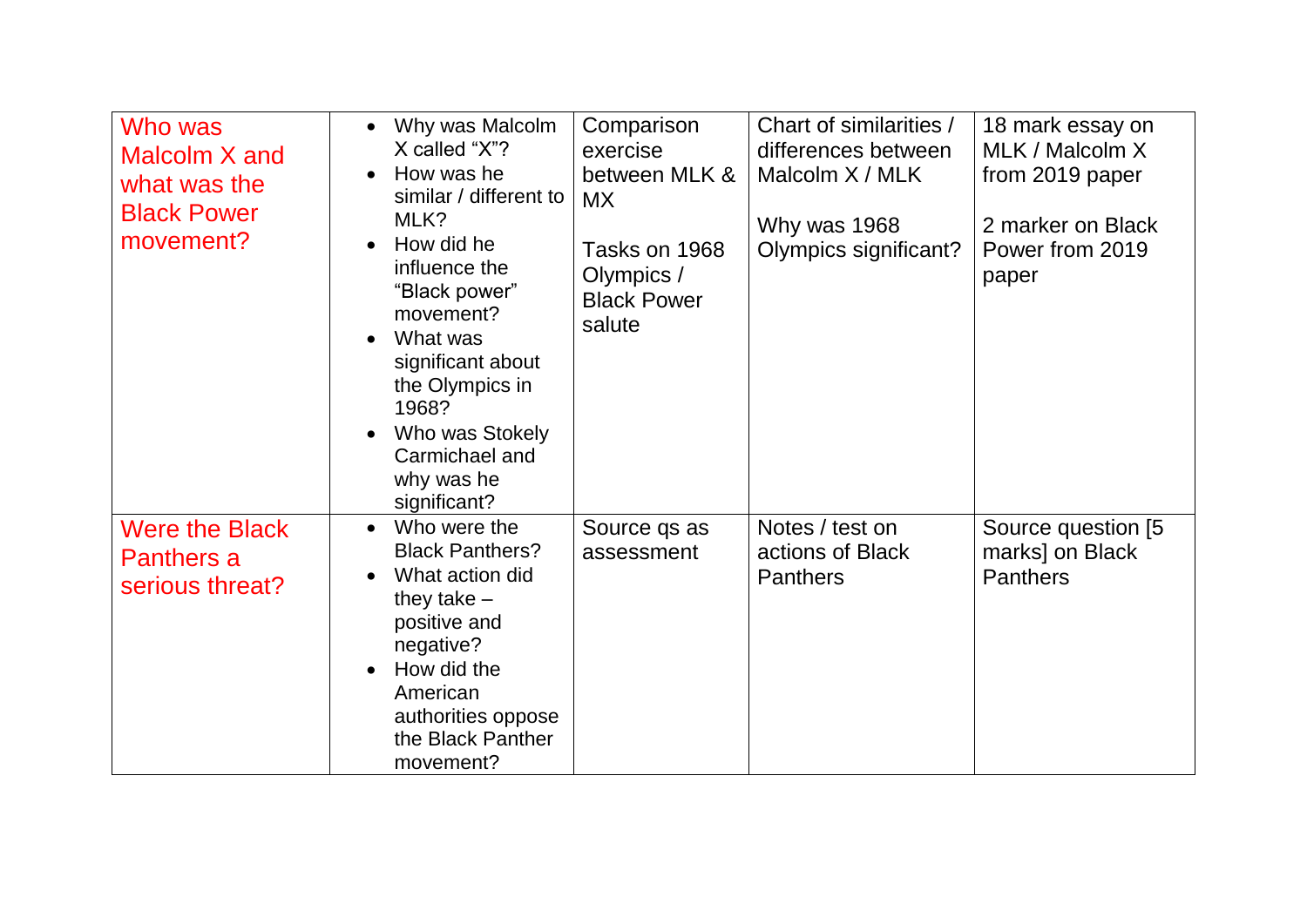| Who was Malcolm X and what was the Black Power movement? | <ul><li>Why was Malcolm X called "X"?</li><li>How was he similar / different to MLK?</li><li>How did he influence the "Black power" movement?</li><li>What was significant about the Olympics in 1968?</li><li>Who was Stokely Carmichael and why was he significant?</li></ul> | Comparison exercise between MLK & MX<br><br>Tasks on 1968 Olympics / Black Power salute | Chart of similarities / differences between Malcolm X / MLK<br><br>Why was 1968 Olympics significant? | 18 mark essay on MLK / Malcolm X from 2019 paper<br><br>2 marker on Black Power from 2019 paper |
|---|---|---|---|---|
| Were the Black Panthers a serious threat? | <ul><li>Who were the Black Panthers?</li><li>What action did they take – positive and negative?</li><li>How did the American authorities oppose the Black Panther movement?</li></ul> | Source qs as assessment | Notes / test on actions of Black Panthers | Source question [5 marks] on Black Panthers |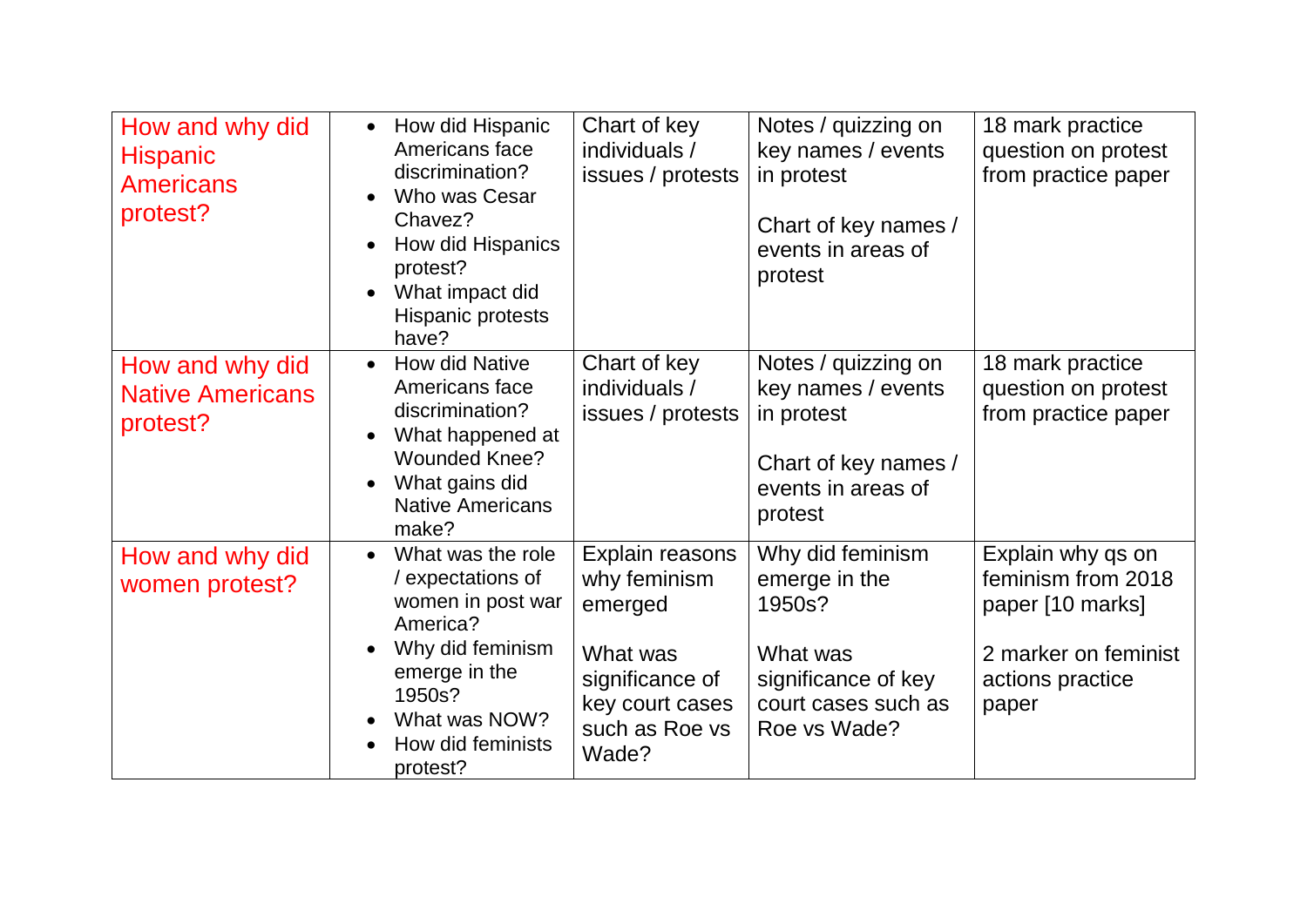| | | | | |
|---|---|---|---|---|
| How and why did Hispanic Americans protest? | • How did Hispanic Americans face discrimination?<br>• Who was Cesar Chavez?<br>• How did Hispanics protest?<br>• What impact did Hispanic protests have? | Chart of key individuals / issues / protests | Notes / quizzing on key names / events in protest<br><br>Chart of key names / events in areas of protest | 18 mark practice question on protest from practice paper |
| How and why did Native Americans protest? | • How did Native Americans face discrimination?<br>• What happened at Wounded Knee?<br>• What gains did Native Americans make? | Chart of key individuals / issues / protests | Notes / quizzing on key names / events in protest<br><br>Chart of key names / events in areas of protest | 18 mark practice question on protest from practice paper |
| How and why did women protest? | • What was the role / expectations of women in post war America?<br>• Why did feminism emerge in the 1950s?<br>• What was NOW?<br>• How did feminists protest? | Explain reasons why feminism emerged<br><br>What was significance of key court cases such as Roe vs Wade? | Why did feminism emerge in the 1950s?<br><br>What was significance of key court cases such as Roe vs Wade? | Explain why qs on feminism from 2018 paper [10 marks]<br><br>2 marker on feminist actions practice paper |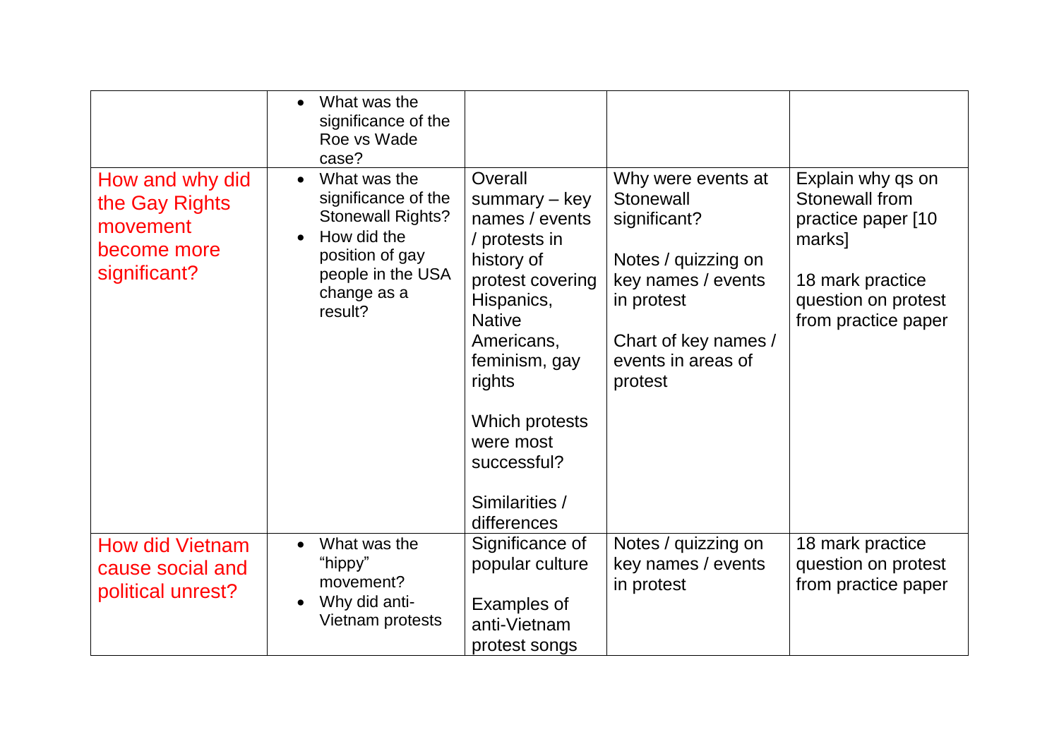| | | | | |
|---|---|---|---|---|
| | • What was the significance of the Roe vs Wade case? | | | |
| How and why did the Gay Rights movement become more significant? | • What was the significance of the Stonewall Rights?<br>• How did the position of gay people in the USA change as a result? | Overall summary – key names / events / protests in history of protest covering Hispanics, Native Americans, feminism, gay rights<br><br>Which protests were most successful?<br><br>Similarities / differences | Why were events at Stonewall significant?<br><br>Notes / quizzing on key names / events in protest<br><br>Chart of key names / events in areas of protest | Explain why qs on Stonewall from practice paper [10 marks]<br><br>18 mark practice question on protest from practice paper |
| How did Vietnam cause social and political unrest? | • What was the "hippy" movement?<br>• Why did anti-Vietnam protests | Significance of popular culture<br><br>Examples of anti-Vietnam protest songs | Notes / quizzing on key names / events in protest | 18 mark practice question on protest from practice paper |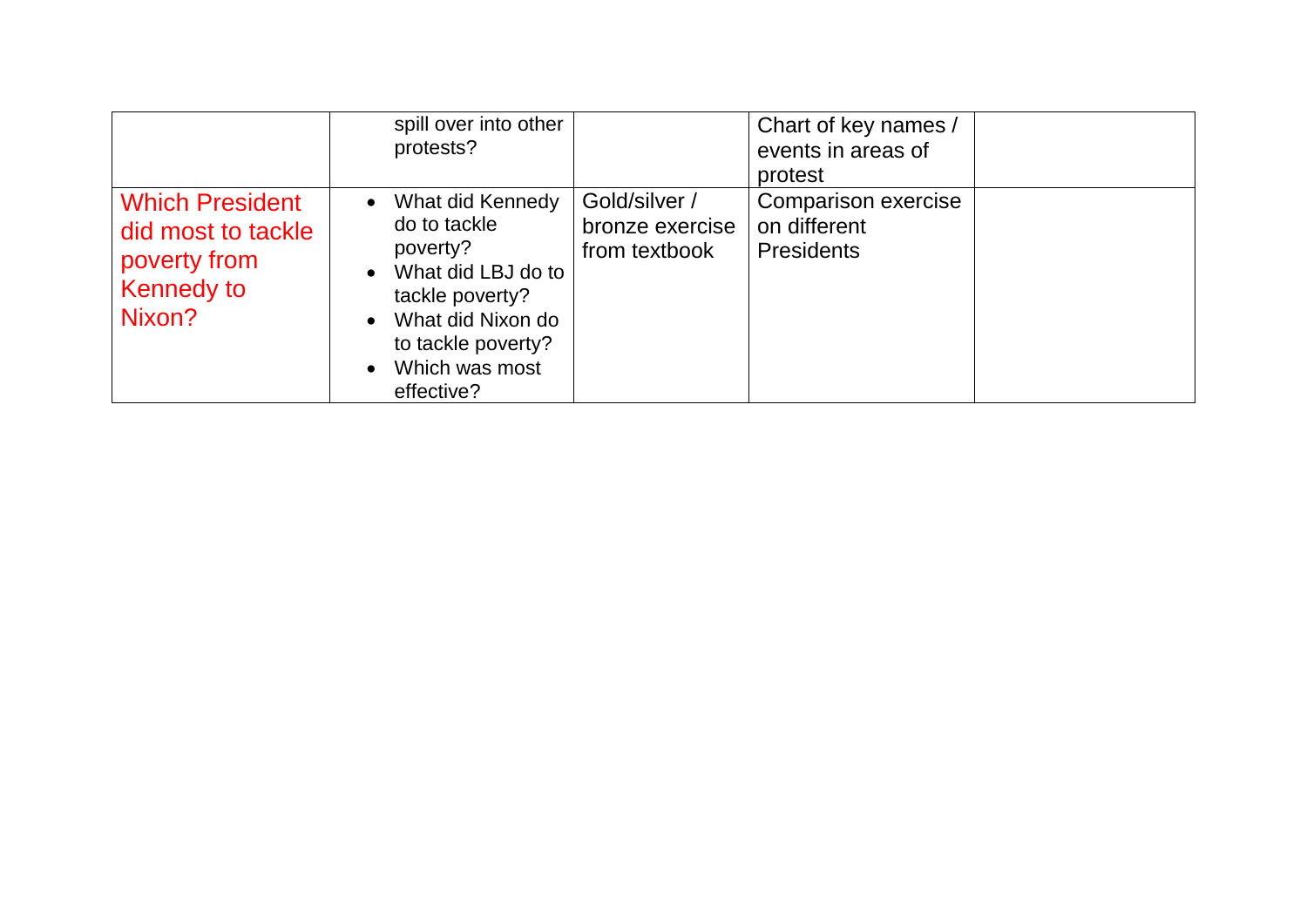| | | | | |
|---|---|---|---|---|
| | spill over into other protests? | | Chart of key names / events in areas of protest | |
| Which President did most to tackle poverty from Kennedy to Nixon? | • What did Kennedy do to tackle poverty?<br>• What did LBJ do to tackle poverty?<br>• What did Nixon do to tackle poverty?<br>• Which was most effective? | Gold/silver / bronze exercise from textbook | Comparison exercise on different Presidents | |